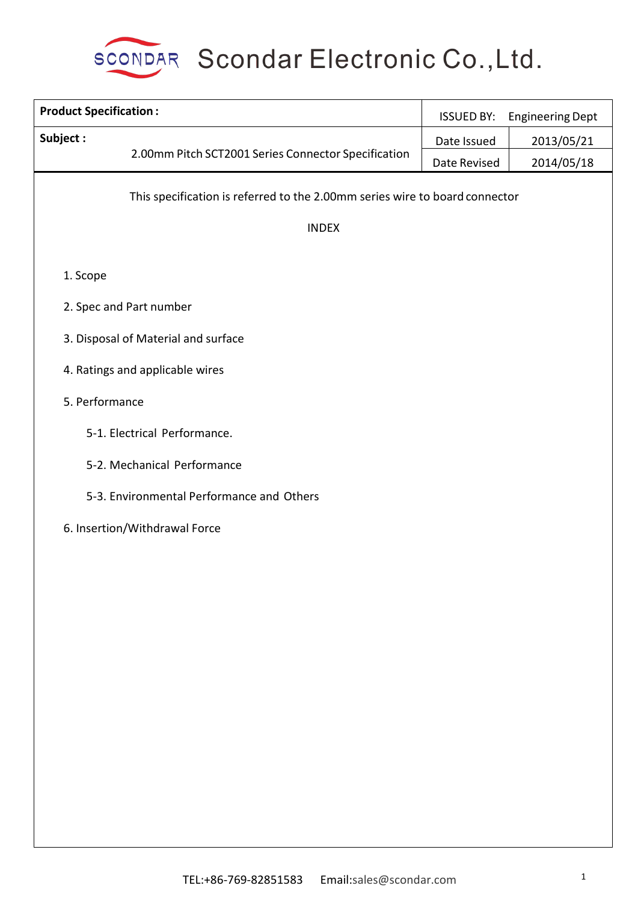# Scondar Electronic Co.,Ltd.

| **Product Specification :** | ISSUED BY: | Engineering Dept |
|---|---|---|
| **Subject :** 2.00mm Pitch SCT2001 Series Connector Specification | Date Issued | 2013/05/21 |
| | Date Revised | 2014/05/18 |

This specification is referred to the 2.00mm series wire to board connector

INDEX

1. Scope
2. Spec and Part number
3. Disposal of Material and surface
4. Ratings and applicable wires
5. Performance
   - 5-1. Electrical Performance.
   - 5-2. Mechanical Performance
   - 5-3. Environmental Performance and Others
6. Insertion/Withdrawal Force

TEL:+86-769-82851583 Email:sales@scondar.com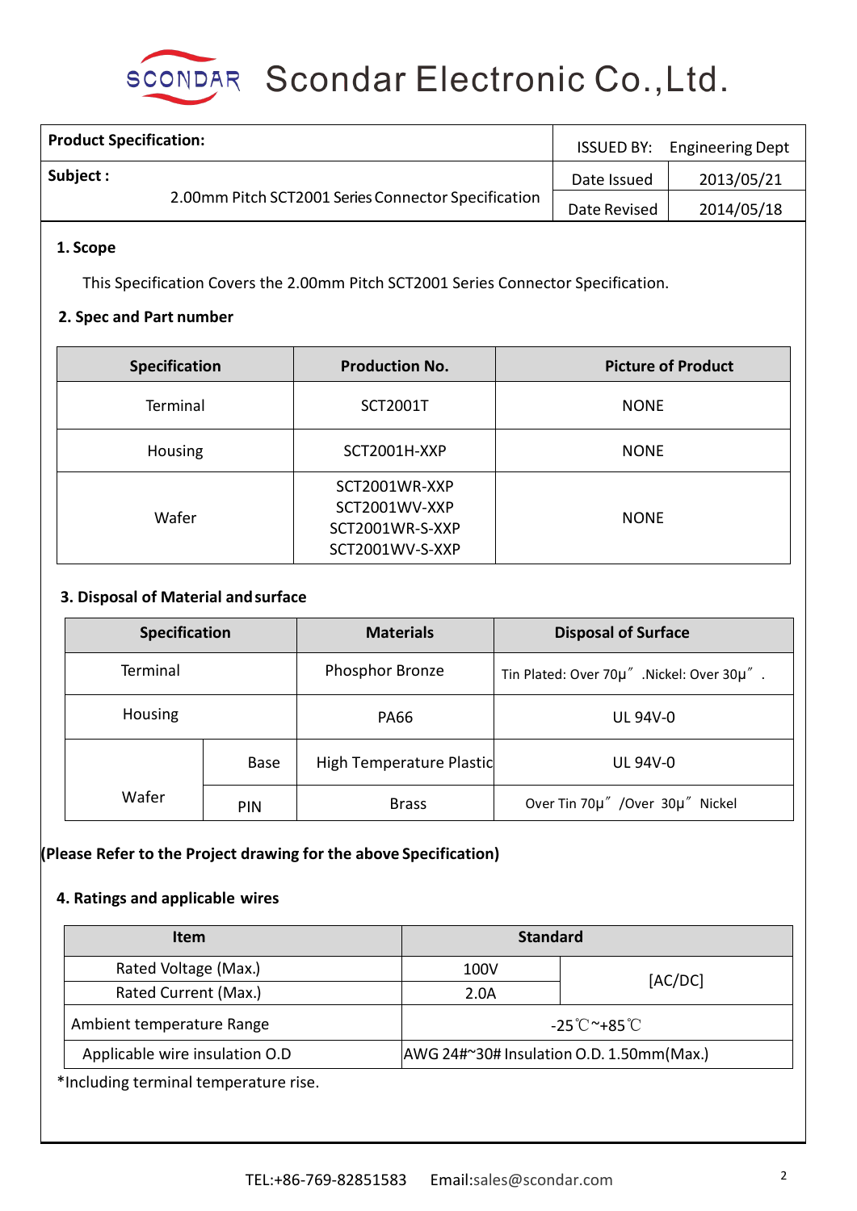# Scondar Electronic Co.,Ltd.

| Product Specification: | ISSUED BY: | Engineering Dept |
|---|---|---|
| Subject : 2.00mm Pitch SCT2001 Series Connector Specification | Date Issued | 2013/05/21 |
| | Date Revised | 2014/05/18 |

## 1. Scope

This Specification Covers the 2.00mm Pitch SCT2001 Series Connector Specification.

## 2. Spec and Part number

| Specification | Production No. | Picture of Product |
|---|---|---|
| Terminal | SCT2001T | NONE |
| Housing | SCT2001H-XXP | NONE |
| Wafer | SCT2001WR-XXP<br>SCT2001WV-XXP<br>SCT2001WR-S-XXP<br>SCT2001WV-S-XXP | NONE |

## 3. Disposal of Material and surface

| Specification | | Materials | Disposal of Surface |
|---|---|---|---|
| Terminal | | Phosphor Bronze | Tin Plated: Over 70μ″ .Nickel: Over 30μ″ . |
| Housing | | PA66 | UL 94V-0 |
| Wafer | Base | High Temperature Plastic | UL 94V-0 |
| | PIN | Brass | Over Tin 70μ″ /Over 30μ″ Nickel |

**(Please Refer to the Project drawing for the above Specification)**

## 4. Ratings and applicable wires

| Item | Standard | |
|---|---|---|
| Rated Voltage (Max.) | 100V | [AC/DC] |
| Rated Current (Max.) | 2.0A | |
| Ambient temperature Range | -25℃~+85℃ | |
| Applicable wire insulation O.D | AWG 24#~30# Insulation O.D. 1.50mm(Max.) | |

*Including terminal temperature rise.

TEL:+86-769-82851583 Email:sales@scondar.com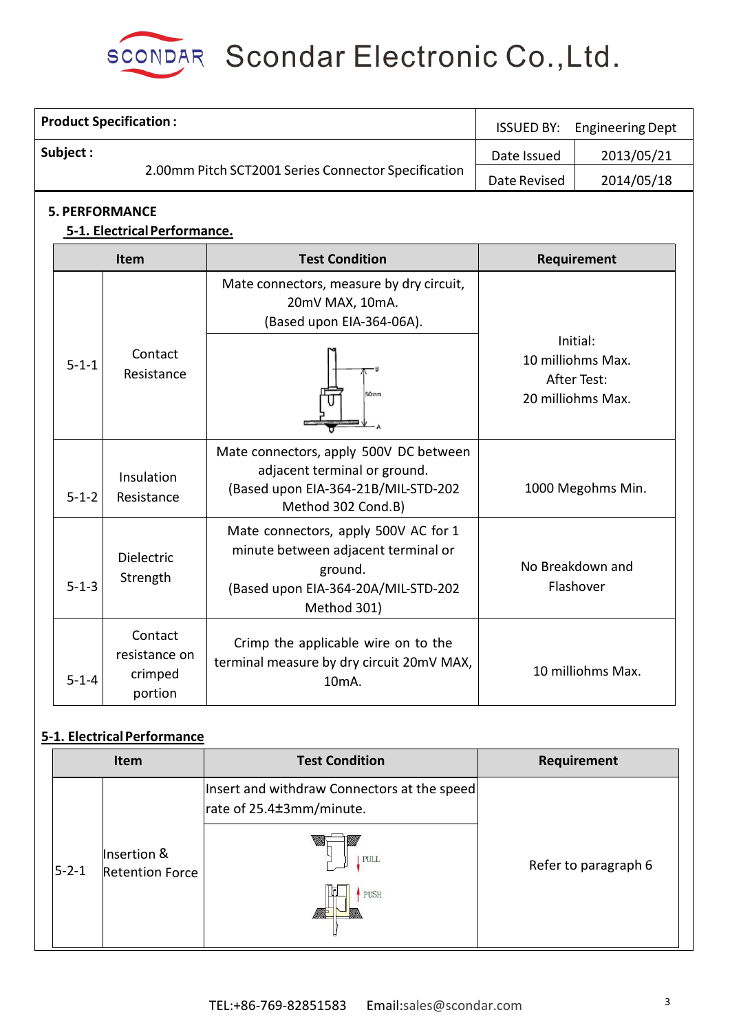| Product Specification : | ISSUED BY: | Engineering Dept |
|---|---|---|
| Subject : 2.00mm Pitch SCT2001 Series Connector Specification | Date Issued | 2013/05/21 |
| | Date Revised | 2014/05/18 |

## 5. PERFORMANCE

### 5-1. Electrical Performance.

| Item | | Test Condition | Requirement |
|---|---|---|---|
| 5-1-1 | Contact Resistance | Mate connectors, measure by dry circuit, 20mV MAX, 10mA. (Based upon EIA-364-06A). | Initial: 10 milliohms Max. After Test: 20 milliohms Max. |
| 5-1-2 | Insulation Resistance | Mate connectors, apply 500V DC between adjacent terminal or ground. (Based upon EIA-364-21B/MIL-STD-202 Method 302 Cond.B) | 1000 Megohms Min. |
| 5-1-3 | Dielectric Strength | Mate connectors, apply 500V AC for 1 minute between adjacent terminal or ground. (Based upon EIA-364-20A/MIL-STD-202 Method 301) | No Breakdown and Flashover |
| 5-1-4 | Contact resistance on crimped portion | Crimp the applicable wire on to the terminal measure by dry circuit 20mV MAX, 10mA. | 10 milliohms Max. |

### 5-1. Electrical Performance

| Item | | Test Condition | Requirement |
|---|---|---|---|
| 5-2-1 | Insertion & Retention Force | Insert and withdraw Connectors at the speed rate of 25.4±3mm/minute. | Refer to paragraph 6 |

TEL:+86-769-82851583 Email:sales@scondar.com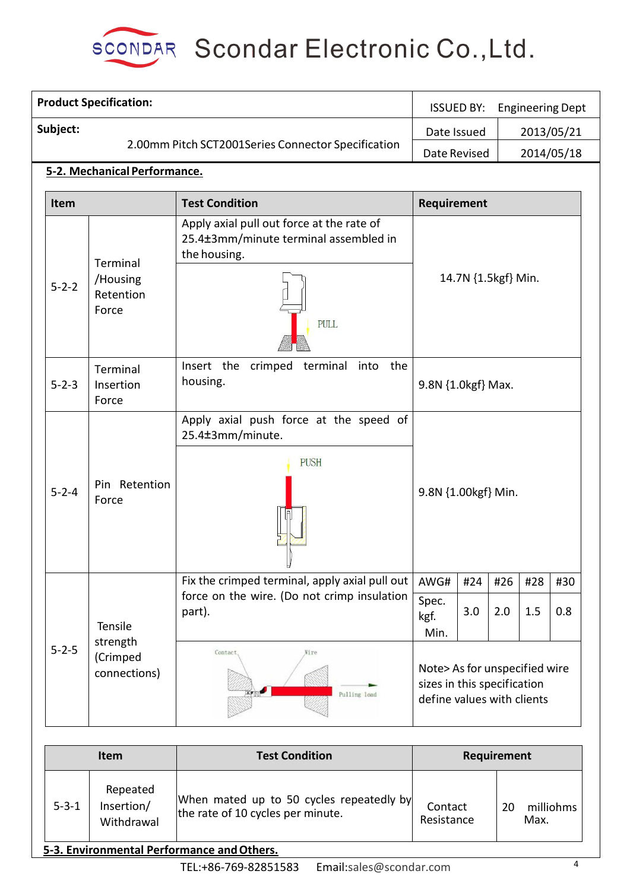| Product Specification: | ISSUED BY: | Engineering Dept |
|---|---|---|
| Subject: 2.00mm Pitch SCT2001Series Connector Specification | Date Issued | 2013/05/21 |
| | Date Revised | 2014/05/18 |

## 5-2. Mechanical Performance.

| Item | | Test Condition | Requirement | | | | |
|---|---|---|---|---|---|---|---|
| 5-2-2 | Terminal /Housing Retention Force | Apply axial pull out force at the rate of 25.4±3mm/minute terminal assembled in the housing. PULL | 14.7N {1.5kgf} Min. | | | | |
| 5-2-3 | Terminal Insertion Force | Insert the crimped terminal into the housing. | 9.8N {1.0kgf} Max. | | | | |
| 5-2-4 | Pin Retention Force | Apply axial push force at the speed of 25.4±3mm/minute. PUSH | 9.8N {1.00kgf} Min. | | | | |
| 5-2-5 | Tensile strength (Crimped connections) | Fix the crimped terminal, apply axial pull out force on the wire. (Do not crimp insulation part). | AWG# | #24 | #26 | #28 | #30 |
| | | | Spec. kgf. Min. | 3.0 | 2.0 | 1.5 | 0.8 |
| | | Contact, Wire, Pulling load | Note> As for unspecified wire sizes in this specification define values with clients | | | | |

| Item | | Test Condition | Requirement | |
|---|---|---|---|---|
| 5-3-1 | Repeated Insertion/ Withdrawal | When mated up to 50 cycles repeatedly by the rate of 10 cycles per minute. | Contact Resistance | 20 milliohms Max. |

## 5-3. Environmental Performance and Others.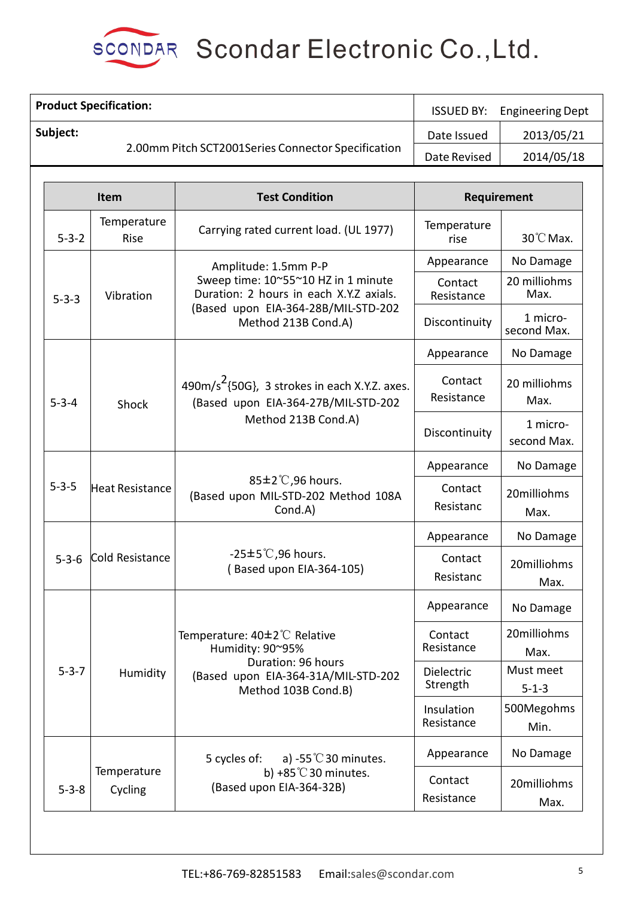# Scondar Electronic Co.,Ltd.

| **Product Specification:** | ISSUED BY: | Engineering Dept |
|---|---|---|
| **Subject:** 2.00mm Pitch SCT2001Series Connector Specification | Date Issued | 2013/05/21 |
| | Date Revised | 2014/05/18 |

| Item | | Test Condition | Requirement | |
|---|---|---|---|---|
| 5-3-2 | Temperature Rise | Carrying rated current load. (UL 1977) | Temperature rise | 30℃ Max. |
| 5-3-3 | Vibration | Amplitude: 1.5mm P-P<br>Sweep time: 10~55~10 HZ in 1 minute<br>Duration: 2 hours in each X.Y.Z axials.<br>(Based upon EIA-364-28B/MIL-STD-202 Method 213B Cond.A) | Appearance | No Damage |
| | | | Contact Resistance | 20 milliohms Max. |
| | | | Discontinuity | 1 micro-second Max. |
| 5-3-4 | Shock | 490m/s$^2${50G}, 3 strokes in each X.Y.Z. axes.<br>(Based upon EIA-364-27B/MIL-STD-202 Method 213B Cond.A) | Appearance | No Damage |
| | | | Contact Resistance | 20 milliohms Max. |
| | | | Discontinuity | 1 micro-second Max. |
| 5-3-5 | Heat Resistance | 85±2℃,96 hours.<br>(Based upon MIL-STD-202 Method 108A Cond.A) | Appearance | No Damage |
| | | | Contact Resistanc | 20milliohms Max. |
| 5-3-6 | Cold Resistance | -25±5℃,96 hours.<br>( Based upon EIA-364-105) | Appearance | No Damage |
| | | | Contact Resistanc | 20milliohms Max. |
| 5-3-7 | Humidity | Temperature: 40±2℃ Relative Humidity: 90~95%<br>Duration: 96 hours<br>(Based upon EIA-364-31A/MIL-STD-202 Method 103B Cond.B) | Appearance | No Damage |
| | | | Contact Resistance | 20milliohms Max. |
| | | | Dielectric Strength | Must meet 5-1-3 |
| | | | Insulation Resistance | 500Megohms Min. |
| 5-3-8 | Temperature Cycling | 5 cycles of: a) -55℃ 30 minutes.<br>b) +85℃ 30 minutes.<br>(Based upon EIA-364-32B) | Appearance | No Damage |
| | | | Contact Resistance | 20milliohms Max. |

TEL:+86-769-82851583 Email:sales@scondar.com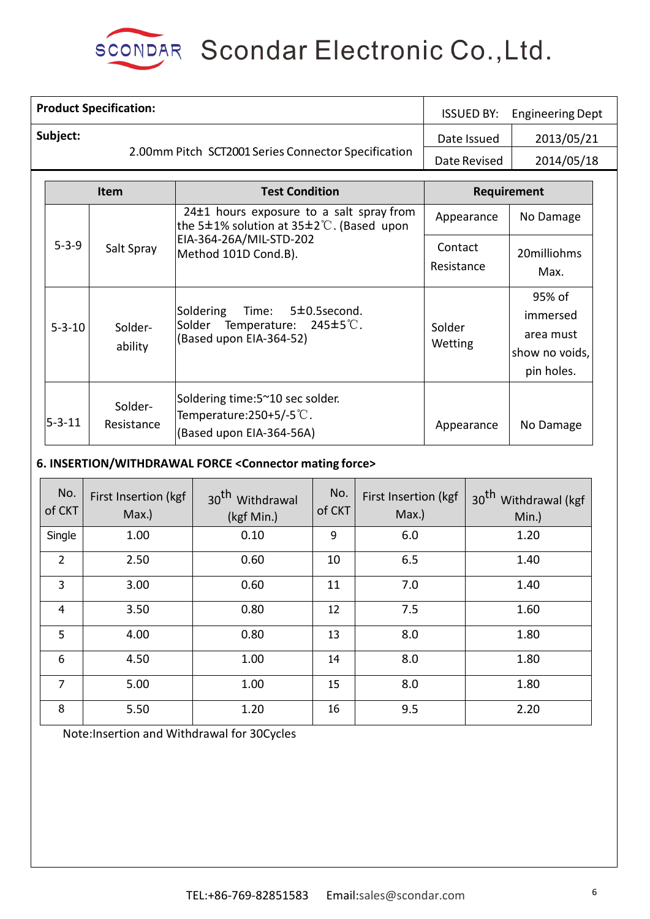# Scondar Electronic Co.,Ltd.

| **Product Specification:** | ISSUED BY: | Engineering Dept |
|---|---|---|
| **Subject:** 2.00mm Pitch SCT2001 Series Connector Specification | Date Issued | 2013/05/21 |
| | Date Revised | 2014/05/18 |

| Item | | Test Condition | Requirement | |
|---|---|---|---|---|
| 5-3-9 | Salt Spray | 24±1 hours exposure to a salt spray from the 5±1% solution at 35±2℃. (Based upon EIA-364-26A/MIL-STD-202 Method 101D Cond.B). | Appearance | No Damage |
| | | | Contact Resistance | 20milliohms Max. |
| 5-3-10 | Solder-ability | Soldering Time: 5±0.5second. Solder Temperature: 245±5℃. (Based upon EIA-364-52) | Solder Wetting | 95% of immersed area must show no voids, pin holes. |
| 5-3-11 | Solder-Resistance | Soldering time:5~10 sec solder. Temperature:250+5/-5℃. (Based upon EIA-364-56A) | Appearance | No Damage |

## 6. INSERTION/WITHDRAWAL FORCE <Connector mating force>

| No. of CKT | First Insertion (kgf Max.) | 30th Withdrawal (kgf Min.) | No. of CKT | First Insertion (kgf Max.) | 30th Withdrawal (kgf Min.) |
|---|---|---|---|---|---|
| Single | 1.00 | 0.10 | 9 | 6.0 | 1.20 |
| 2 | 2.50 | 0.60 | 10 | 6.5 | 1.40 |
| 3 | 3.00 | 0.60 | 11 | 7.0 | 1.40 |
| 4 | 3.50 | 0.80 | 12 | 7.5 | 1.60 |
| 5 | 4.00 | 0.80 | 13 | 8.0 | 1.80 |
| 6 | 4.50 | 1.00 | 14 | 8.0 | 1.80 |
| 7 | 5.00 | 1.00 | 15 | 8.0 | 1.80 |
| 8 | 5.50 | 1.20 | 16 | 9.5 | 2.20 |

Note:Insertion and Withdrawal for 30Cycles

TEL:+86-769-82851583 Email:sales@scondar.com